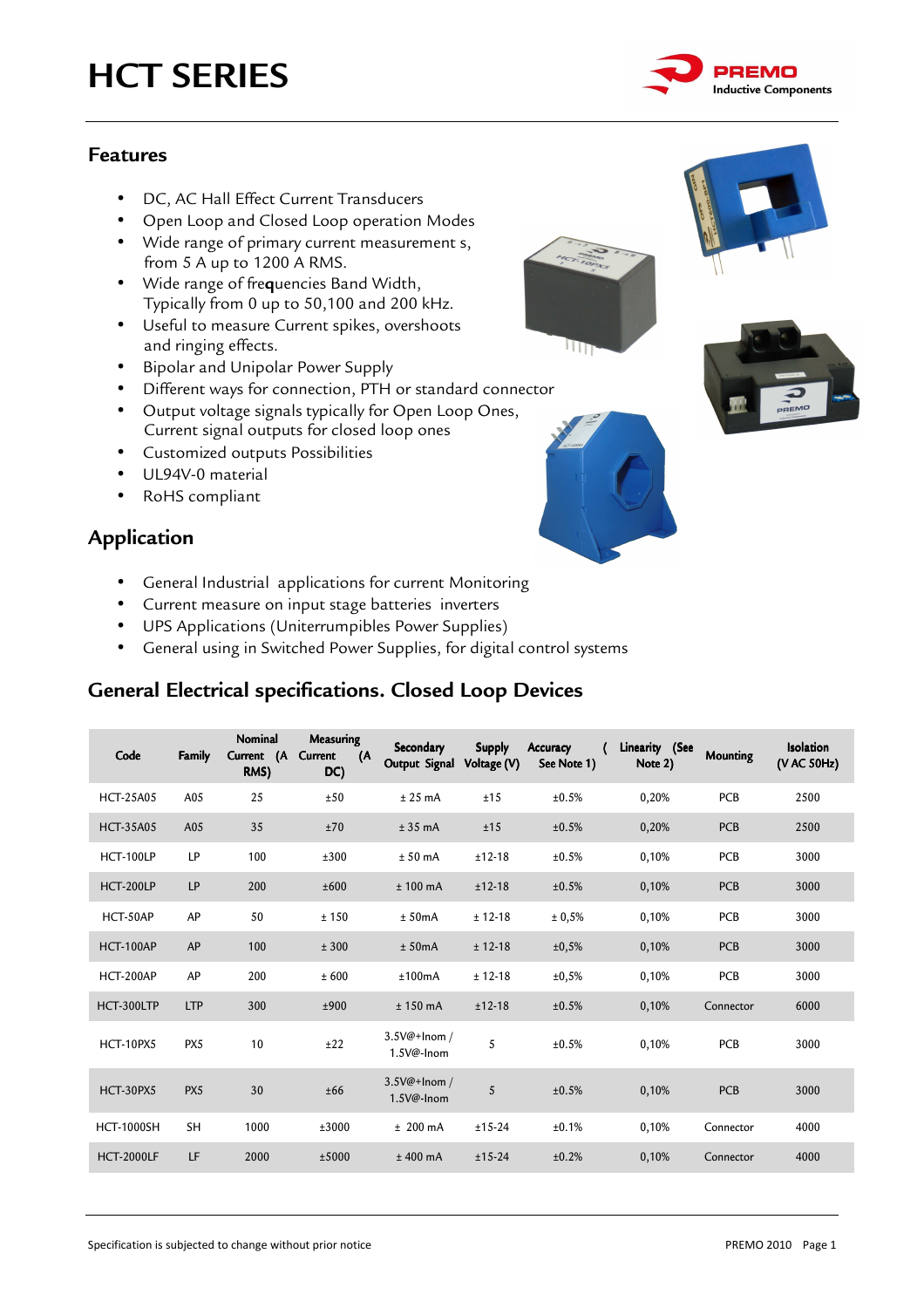# HCT SERIES

## Features

- DC, AC Hall Effect Current Transducers
- Open Loop and Closed Loop operation Modes
- Wide range of primary current measurement s, from 5 A up to 1200 A RMS.
- Wide range of fre**q**uencies Band Width, Typically from 0 up to 50,100 and 200 kHz.
- Useful to measure Current spikes, overshoots and ringing effects.
- Bipolar and Unipolar Power Supply
- Different ways for connection, PTH or standard connector
- Output voltage signals typically for Open Loop Ones, Current signal outputs for closed loop ones
- Customized outputs Possibilities
- UL94V-0 material
- RoHS compliant

## Application

- General Industrial applications for current Monitoring
- Current measure on input stage batteries inverters
- UPS Applications (Uniterrumpibles Power Supplies)
- General using in Switched Power Supplies, for digital control systems

## General Electrical specifications. Closed Loop Devices

| Code | Family | Nominal Current (A RMS) | Measuring Current (A DC) | Secondary Output Signal | Supply Voltage (V) | Accuracy ( See Note 1) | Linearity (See Note 2) | Mounting | Isolation (V AC 50Hz) |
|---|---|---|---|---|---|---|---|---|---|
| HCT-25A05 | A05 | 25 | ±50 | ± 25 mA | ±15 | ±0.5% | 0,20% | PCB | 2500 |
| HCT-35A05 | A05 | 35 | ±70 | ± 35 mA | ±15 | ±0.5% | 0,20% | PCB | 2500 |
| HCT-100LP | LP | 100 | ±300 | ± 50 mA | ±12-18 | ±0.5% | 0,10% | PCB | 3000 |
| HCT-200LP | LP | 200 | ±600 | ± 100 mA | ±12-18 | ±0.5% | 0,10% | PCB | 3000 |
| HCT-50AP | AP | 50 | ± 150 | ± 50mA | ± 12-18 | ± 0,5% | 0,10% | PCB | 3000 |
| HCT-100AP | AP | 100 | ± 300 | ± 50mA | ± 12-18 | ±0,5% | 0,10% | PCB | 3000 |
| HCT-200AP | AP | 200 | ± 600 | ±100mA | ± 12-18 | ±0,5% | 0,10% | PCB | 3000 |
| HCT-300LTP | LTP | 300 | ±900 | ± 150 mA | ±12-18 | ±0.5% | 0,10% | Connector | 6000 |
| HCT-10PX5 | PX5 | 10 | ±22 | 3.5V@+Inom / 1.5V@-Inom | 5 | ±0.5% | 0,10% | PCB | 3000 |
| HCT-30PX5 | PX5 | 30 | ±66 | 3.5V@+Inom / 1.5V@-Inom | 5 | ±0.5% | 0,10% | PCB | 3000 |
| HCT-1000SH | SH | 1000 | ±3000 | ± 200 mA | ±15-24 | ±0.1% | 0,10% | Connector | 4000 |
| HCT-2000LF | LF | 2000 | ±5000 | ± 400 mA | ±15-24 | ±0.2% | 0,10% | Connector | 4000 |

Specification is subjected to change without prior notice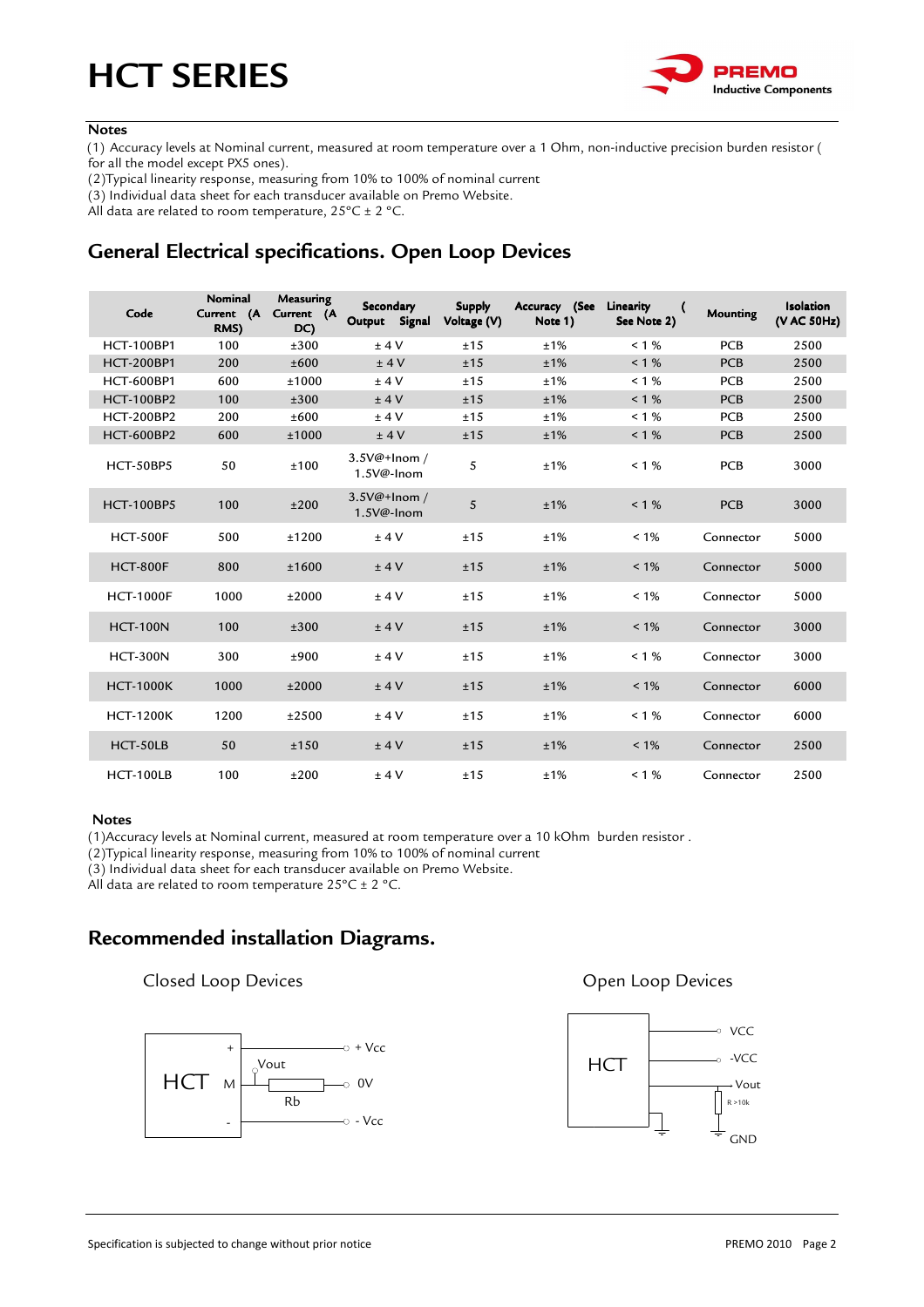**Notes**

(1) Accuracy levels at Nominal current, measured at room temperature over a 1 Ohm, non-inductive precision burden resistor ( for all the model except PX5 ones).

(2)Typical linearity response, measuring from 10% to 100% of nominal current

(3) Individual data sheet for each transducer available on Premo Website.

All data are related to room temperature, 25°C ± 2 °C.

## General Electrical specifications. Open Loop Devices

| Code | Nominal Current (A RMS) | Measuring Current (A DC) | Secondary Output Signal | Supply Voltage (V) | Accuracy (See Note 1) | Linearity ( See Note 2) | Mounting | Isolation (V AC 50Hz) |
|---|---|---|---|---|---|---|---|---|
| HCT-100BP1 | 100 | ±300 | ± 4 V | ±15 | ±1% | < 1 % | PCB | 2500 |
| HCT-200BP1 | 200 | ±600 | ± 4 V | ±15 | ±1% | < 1 % | PCB | 2500 |
| HCT-600BP1 | 600 | ±1000 | ± 4 V | ±15 | ±1% | < 1 % | PCB | 2500 |
| HCT-100BP2 | 100 | ±300 | ± 4 V | ±15 | ±1% | < 1 % | PCB | 2500 |
| HCT-200BP2 | 200 | ±600 | ± 4 V | ±15 | ±1% | < 1 % | PCB | 2500 |
| HCT-600BP2 | 600 | ±1000 | ± 4 V | ±15 | ±1% | < 1 % | PCB | 2500 |
| HCT-50BP5 | 50 | ±100 | 3.5V@+Inom / 1.5V@-Inom | 5 | ±1% | < 1 % | PCB | 3000 |
| HCT-100BP5 | 100 | ±200 | 3.5V@+Inom / 1.5V@-Inom | 5 | ±1% | < 1 % | PCB | 3000 |
| HCT-500F | 500 | ±1200 | ± 4 V | ±15 | ±1% | < 1% | Connector | 5000 |
| HCT-800F | 800 | ±1600 | ± 4 V | ±15 | ±1% | < 1% | Connector | 5000 |
| HCT-1000F | 1000 | ±2000 | ± 4 V | ±15 | ±1% | < 1% | Connector | 5000 |
| HCT-100N | 100 | ±300 | ± 4 V | ±15 | ±1% | < 1% | Connector | 3000 |
| HCT-300N | 300 | ±900 | ± 4 V | ±15 | ±1% | < 1 % | Connector | 3000 |
| HCT-1000K | 1000 | ±2000 | ± 4 V | ±15 | ±1% | < 1% | Connector | 6000 |
| HCT-1200K | 1200 | ±2500 | ± 4 V | ±15 | ±1% | < 1 % | Connector | 6000 |
| HCT-50LB | 50 | ±150 | ± 4 V | ±15 | ±1% | < 1% | Connector | 2500 |
| HCT-100LB | 100 | ±200 | ± 4 V | ±15 | ±1% | < 1 % | Connector | 2500 |

**Notes**

(1)Accuracy levels at Nominal current, measured at room temperature over a 10 kOhm burden resistor .

(2)Typical linearity response, measuring from 10% to 100% of nominal current

(3) Individual data sheet for each transducer available on Premo Website.

All data are related to room temperature 25°C ± 2 °C.

## Recommended installation Diagrams.

Closed Loop Devices

HCT + M - Vout Rb + Vcc 0V - Vcc

Open Loop Devices

HCT VCC -VCC Vout R >10k GND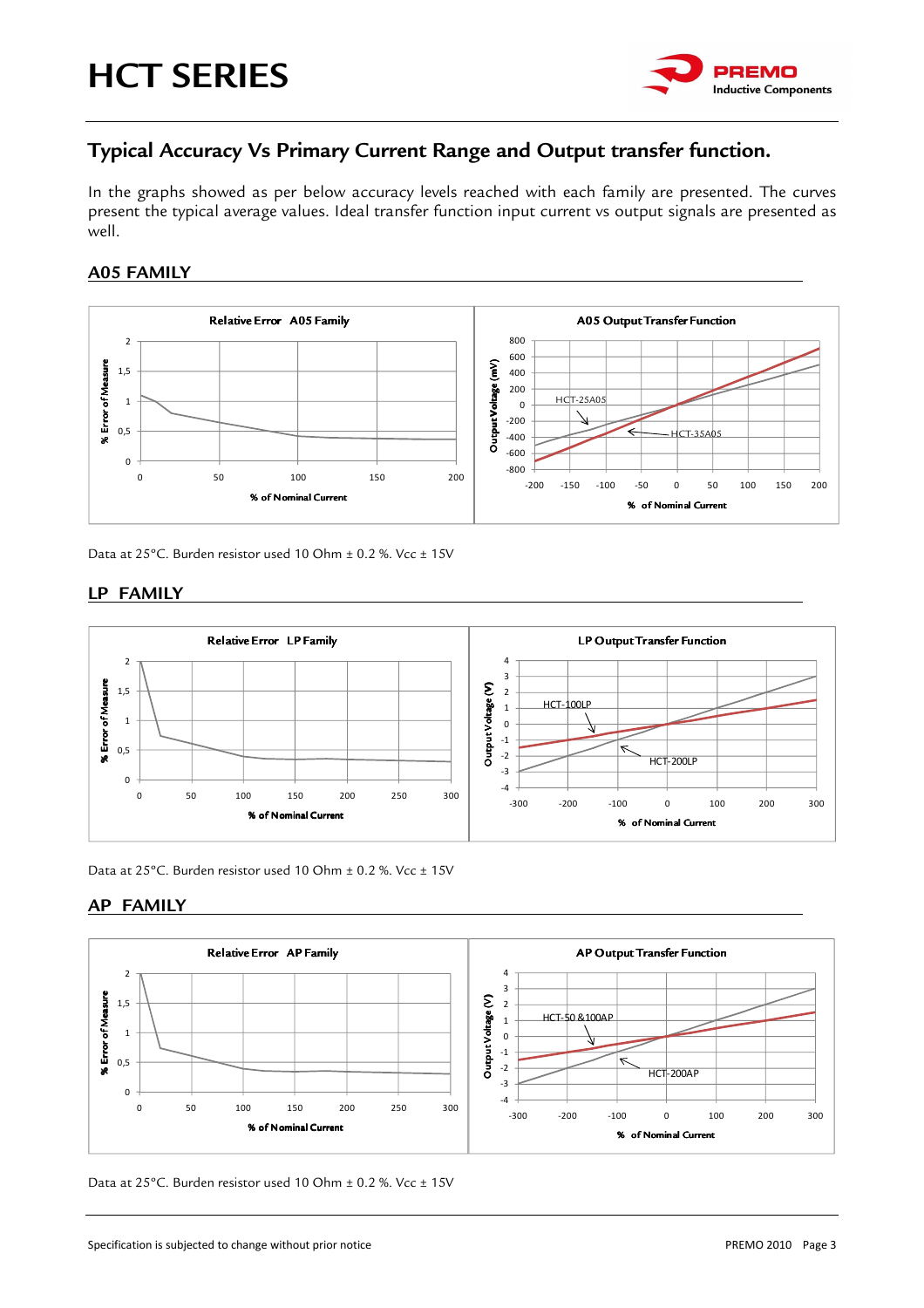# HCT SERIES

## Typical Accuracy Vs Primary Current Range and Output transfer function.

In the graphs showed as per below accuracy levels reached with each family are presented. The curves present the typical average values. Ideal transfer function input current vs output signals are presented as well.

### A05 FAMILY

Relative Error A05 Family

A05 Output Transfer Function

Data at 25°C. Burden resistor used 10 Ohm ± 0.2 %. Vcc ± 15V

### LP FAMILY

Relative Error LP Family

LP Output Transfer Function

Data at 25°C. Burden resistor used 10 Ohm ± 0.2 %. Vcc ± 15V

### AP FAMILY

Relative Error AP Family

AP Output Transfer Function

Data at 25°C. Burden resistor used 10 Ohm ± 0.2 %. Vcc ± 15V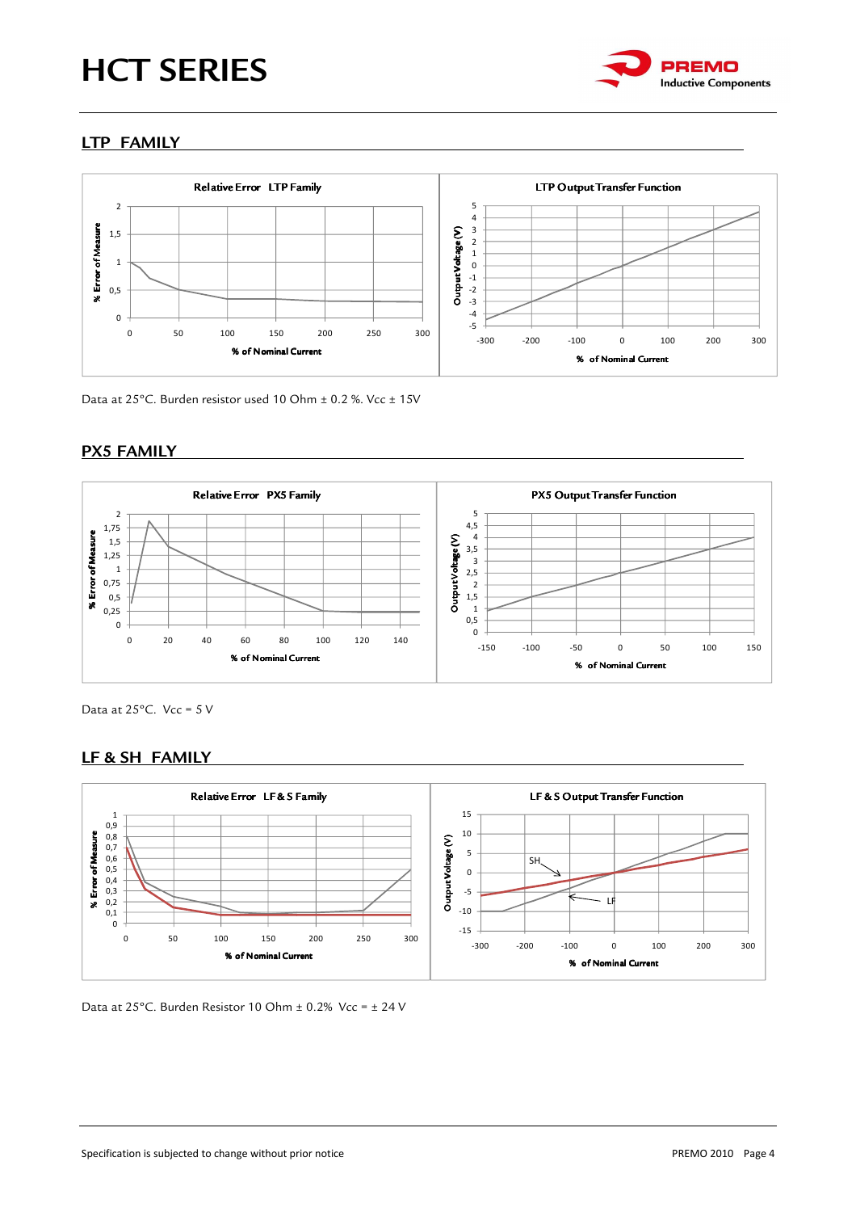## LTP FAMILY

Data at 25°C. Burden resistor used 10 Ohm ± 0.2 %. Vcc ± 15V

## PX5 FAMILY

Data at 25°C. Vcc = 5 V

## LF & SH FAMILY

Data at 25°C. Burden Resistor 10 Ohm ± 0.2% Vcc = ± 24 V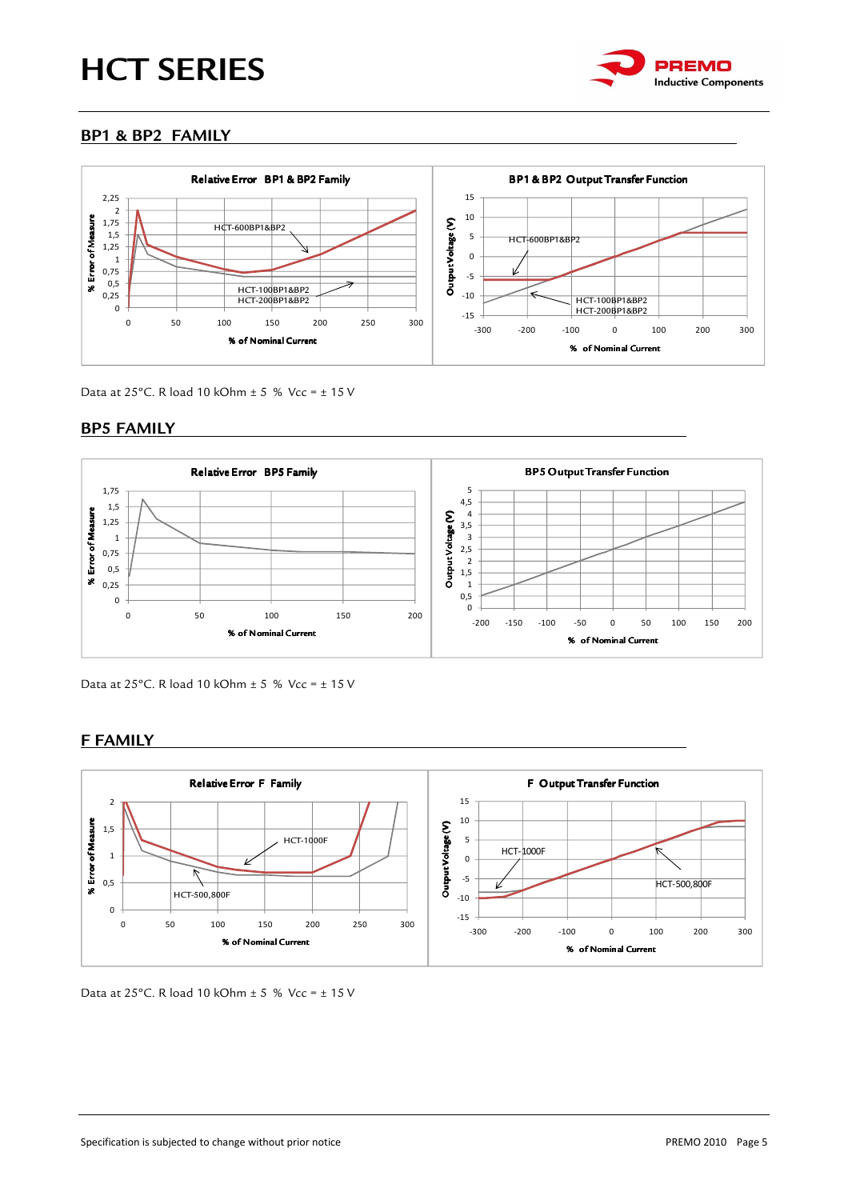## BP1 & BP2 FAMILY

Data at 25°C. R load 10 kOhm ± 5 % Vcc = ± 15 V

## BP5 FAMILY

Data at 25°C. R load 10 kOhm ± 5 % Vcc = ± 15 V

## F FAMILY

Data at 25°C. R load 10 kOhm ± 5 % Vcc = ± 15 V

Specification is subjected to change without prior notice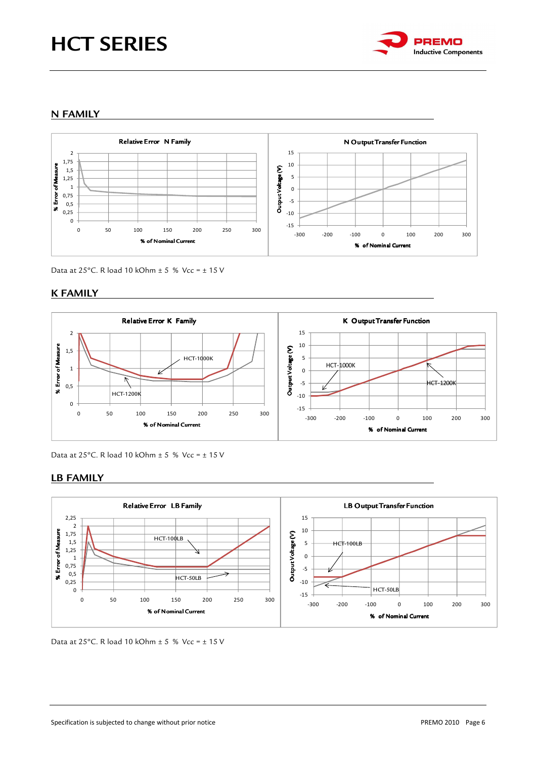## N FAMILY

Relative Error N Family

N Output Transfer Function

Data at 25°C. R load 10 kOhm ± 5 % Vcc = ± 15 V

## K FAMILY

Relative Error K Family

K Output Transfer Function

Data at 25°C. R load 10 kOhm ± 5 % Vcc = ± 15 V

## LB FAMILY

Relative Error LB Family

LB Output Transfer Function

Data at 25°C. R load 10 kOhm ± 5 % Vcc = ± 15 V

Specification is subjected to change without prior notice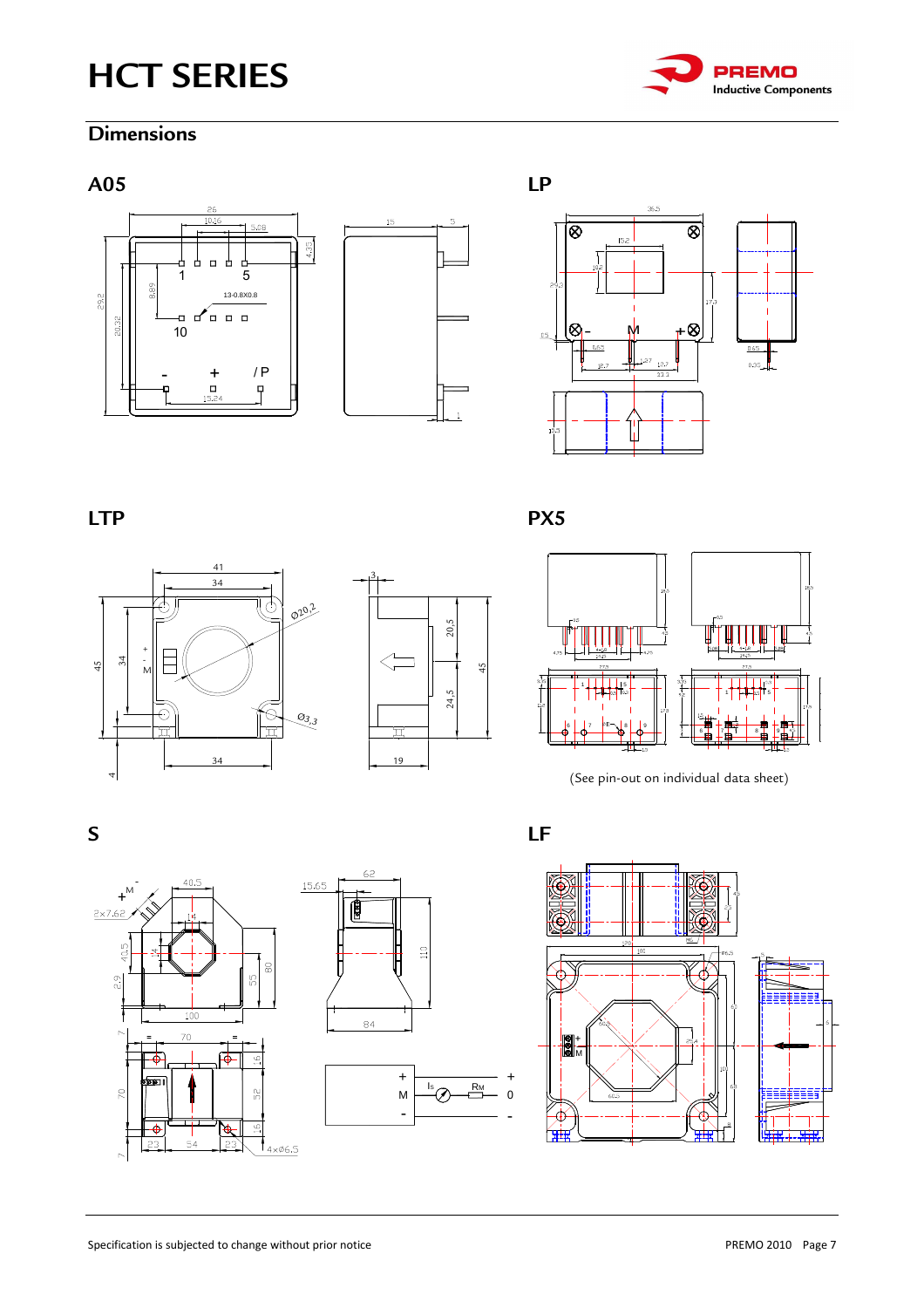# HCT SERIES

## Dimensions

### A05

### LP

### LTP

### PX5

(See pin-out on individual data sheet)

### S

### LF

Specification is subjected to change without prior notice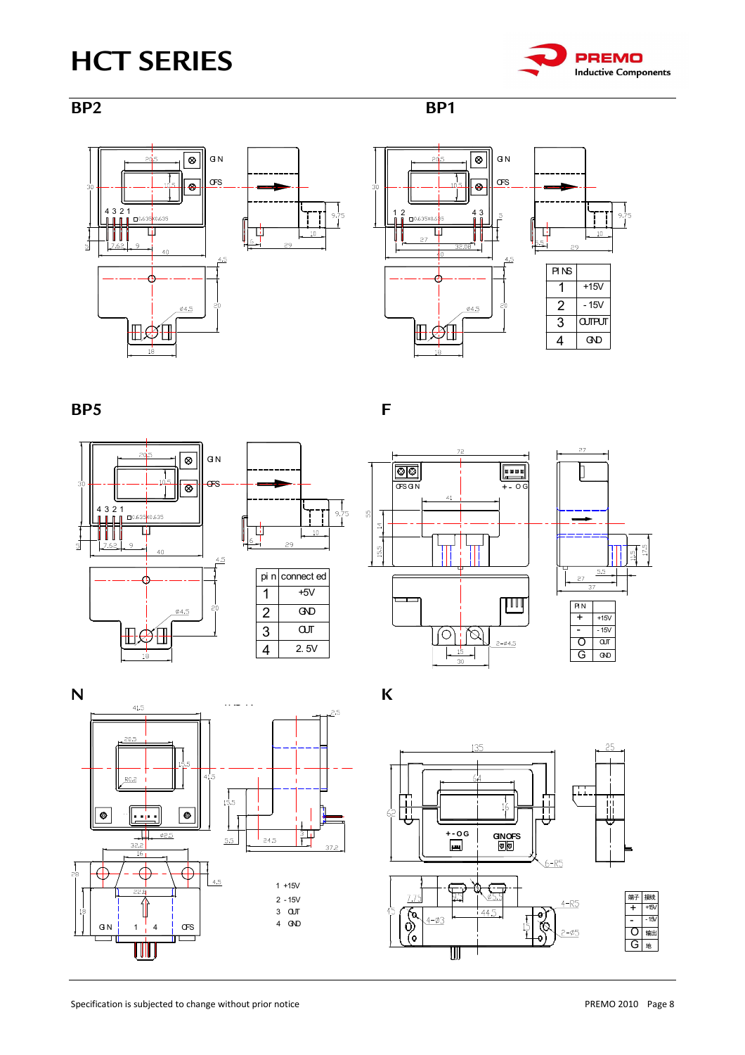# HCT SERIES

PREMO Inductive Components

## BP2

## BP1

| PINS | |
|---|---|
| 1 | +15V |
| 2 | - 15V |
| 3 | OUTPUT |
| 4 | GND |

## BP5

| pin | connected |
|---|---|
| 1 | +5V |
| 2 | GND |
| 3 | OUT |
| 4 | 2.5V |

## F

| PIN | |
|---|---|
| + | +15V |
| - | - 15V |
| O | OUT |
| G | GND |

## N

1 +15V
2 -15V
3 OUT
4 GND

## K

| 端子 | 接线 |
|---|---|
| + | +15V |
| - | -15V |
| O | 输出 |
| G | 地 |

Specification is subjected to change without prior notice

PREMO 2010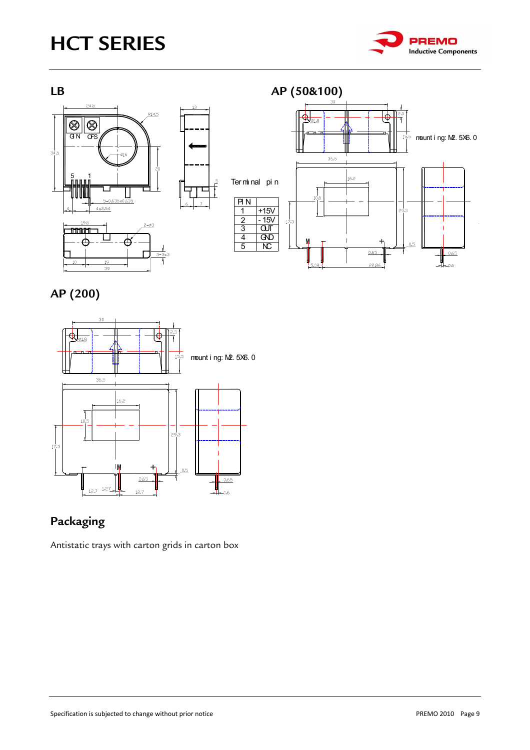# HCT SERIES

## LB

24.5
R14.5
GIN
OFS
34.5
Ø16
20
5 1
5-0.635x0.635
4 4x2.54
13
3
6 7
19.5
2-Ø3
3-3x3
10 19
39

## AP (50&100)

30
Ø1.8
2.5
15.5
mounting: M2.5X6.0
36.5
16.2
10.5
29.3
17.3
M
+
0.5
0.65
5.08
22.86
0.65
0.6

Terminal pin

| PIN | |
|---|---|
| 1 | +15V |
| 2 | -15V |
| 3 | OUT |
| 4 | GND |
| 5 | NC |

## AP (200)

30
Ø1.8
2.5
15.5
mounting: M2.5X6.0
36.5
16.2
10.5
29.3
17.3
M
+
0.5
0.65
12.7
1.27
12.7
0.65
0.6

## Packaging

Antistatic trays with carton grids in carton box

Specification is subjected to change without prior notice

PREMO 2010